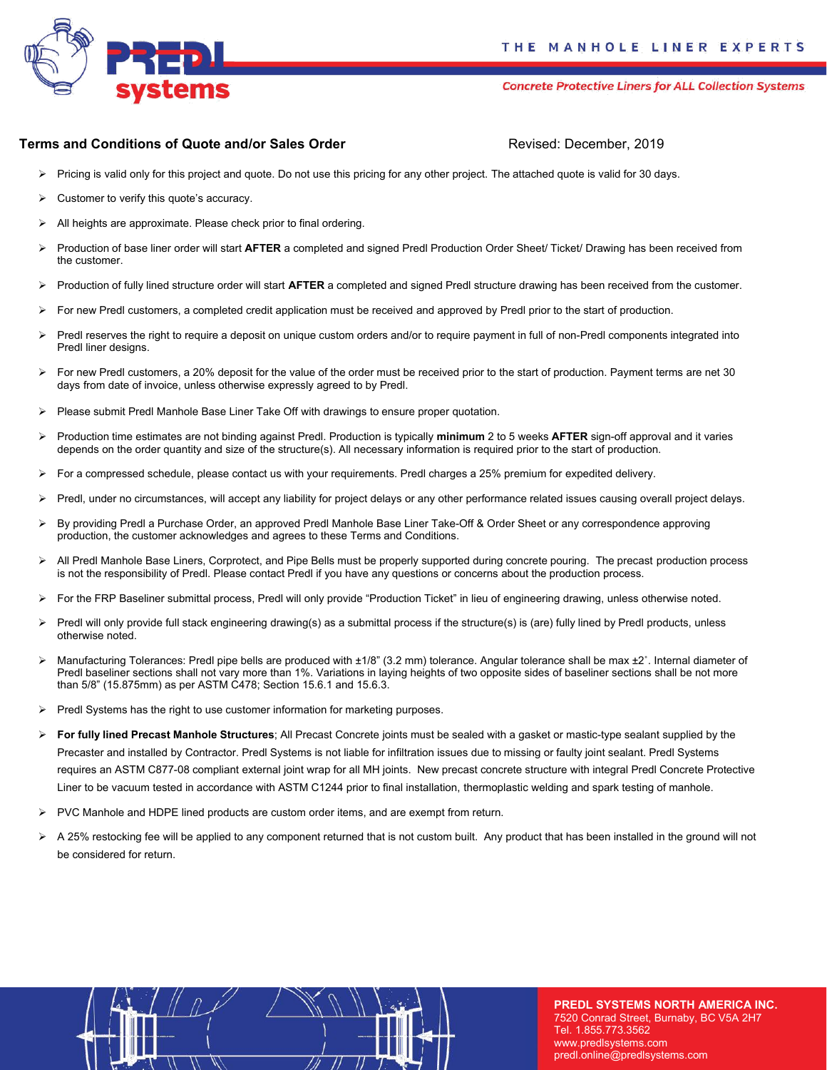# Terms and Conditions of Quote and/or Sales Order

Revised: December, 2019

- Pricing is valid only for this project and quote. Do not use this pricing for any other project. The attached quote is valid for 30 days.
- Customer to verify this quote's accuracy.
- All heights are approximate. Please check prior to final ordering.
- Production of base liner order will start **AFTER** a completed and signed Predl Production Order Sheet/ Ticket/ Drawing has been received from the customer.
- Production of fully lined structure order will start **AFTER** a completed and signed Predl structure drawing has been received from the customer.
- For new Predl customers, a completed credit application must be received and approved by Predl prior to the start of production.
- Predl reserves the right to require a deposit on unique custom orders and/or to require payment in full of non-Predl components integrated into Predl liner designs.
- For new Predl customers, a 20% deposit for the value of the order must be received prior to the start of production. Payment terms are net 30 days from date of invoice, unless otherwise expressly agreed to by Predl.
- Please submit Predl Manhole Base Liner Take Off with drawings to ensure proper quotation.
- Production time estimates are not binding against Predl. Production is typically **minimum** 2 to 5 weeks **AFTER** sign-off approval and it varies depends on the order quantity and size of the structure(s). All necessary information is required prior to the start of production.
- For a compressed schedule, please contact us with your requirements. Predl charges a 25% premium for expedited delivery.
- Predl, under no circumstances, will accept any liability for project delays or any other performance related issues causing overall project delays.
- By providing Predl a Purchase Order, an approved Predl Manhole Base Liner Take-Off & Order Sheet or any correspondence approving production, the customer acknowledges and agrees to these Terms and Conditions.
- All Predl Manhole Base Liners, Corprotect, and Pipe Bells must be properly supported during concrete pouring. The precast production process is not the responsibility of Predl. Please contact Predl if you have any questions or concerns about the production process.
- For the FRP Baseliner submittal process, Predl will only provide "Production Ticket" in lieu of engineering drawing, unless otherwise noted.
- Predl will only provide full stack engineering drawing(s) as a submittal process if the structure(s) is (are) fully lined by Predl products, unless otherwise noted.
- Manufacturing Tolerances: Predl pipe bells are produced with ±1/8" (3.2 mm) tolerance. Angular tolerance shall be max ±2˚. Internal diameter of Predl baseliner sections shall not vary more than 1%. Variations in laying heights of two opposite sides of baseliner sections shall be not more than 5/8" (15.875mm) as per ASTM C478; Section 15.6.1 and 15.6.3.
- Predl Systems has the right to use customer information for marketing purposes.
- **For fully lined Precast Manhole Structures**; All Precast Concrete joints must be sealed with a gasket or mastic-type sealant supplied by the Precaster and installed by Contractor. Predl Systems is not liable for infiltration issues due to missing or faulty joint sealant. Predl Systems requires an ASTM C877-08 compliant external joint wrap for all MH joints. New precast concrete structure with integral Predl Concrete Protective Liner to be vacuum tested in accordance with ASTM C1244 prior to final installation, thermoplastic welding and spark testing of manhole.
- PVC Manhole and HDPE lined products are custom order items, and are exempt from return.
- A 25% restocking fee will be applied to any component returned that is not custom built. Any product that has been installed in the ground will not be considered for return.

**PREDL SYSTEMS NORTH AMERICA INC.**
7520 Conrad Street, Burnaby, BC V5A 2H7
Tel. 1.855.773.3562
www.predlsystems.com
predl.online@predlsystems.com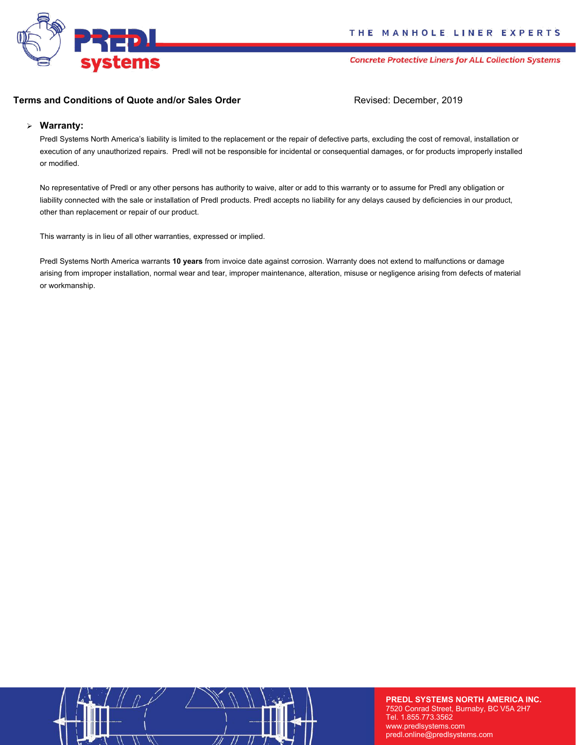**Terms and Conditions of Quote and/or Sales Order** Revised: December, 2019

- **Warranty:**

  Predl Systems North America's liability is limited to the replacement or the repair of defective parts, excluding the cost of removal, installation or execution of any unauthorized repairs. Predl will not be responsible for incidental or consequential damages, or for products improperly installed or modified.

  No representative of Predl or any other persons has authority to waive, alter or add to this warranty or to assume for Predl any obligation or liability connected with the sale or installation of Predl products. Predl accepts no liability for any delays caused by deficiencies in our product, other than replacement or repair of our product.

  This warranty is in lieu of all other warranties, expressed or implied.

  Predl Systems North America warrants **10 years** from invoice date against corrosion. Warranty does not extend to malfunctions or damage arising from improper installation, normal wear and tear, improper maintenance, alteration, misuse or negligence arising from defects of material or workmanship.